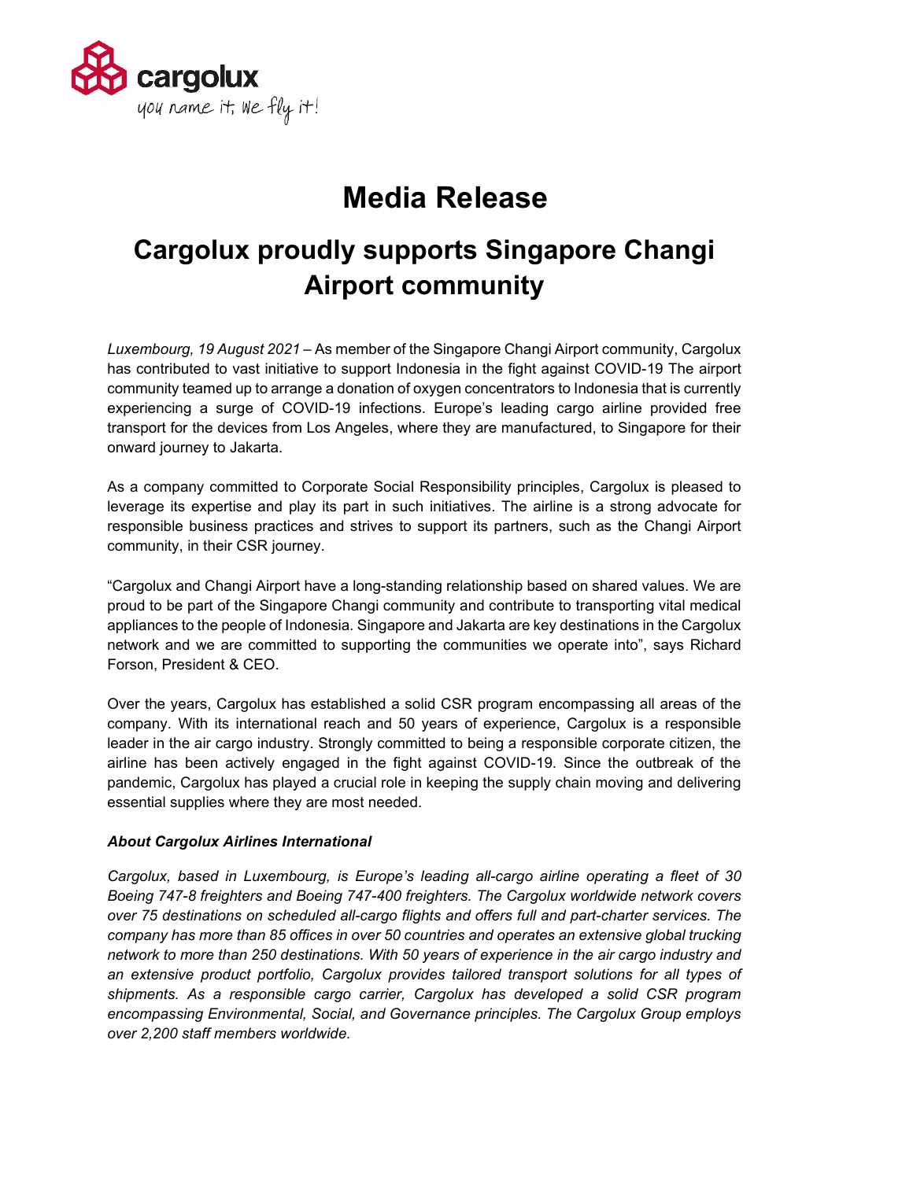# Media Release

## Cargolux proudly supports Singapore Changi Airport community

*Luxembourg, 19 August 2021* – As member of the Singapore Changi Airport community, Cargolux has contributed to vast initiative to support Indonesia in the fight against COVID-19 The airport community teamed up to arrange a donation of oxygen concentrators to Indonesia that is currently experiencing a surge of COVID-19 infections. Europe's leading cargo airline provided free transport for the devices from Los Angeles, where they are manufactured, to Singapore for their onward journey to Jakarta.

As a company committed to Corporate Social Responsibility principles, Cargolux is pleased to leverage its expertise and play its part in such initiatives. The airline is a strong advocate for responsible business practices and strives to support its partners, such as the Changi Airport community, in their CSR journey.

"Cargolux and Changi Airport have a long-standing relationship based on shared values. We are proud to be part of the Singapore Changi community and contribute to transporting vital medical appliances to the people of Indonesia. Singapore and Jakarta are key destinations in the Cargolux network and we are committed to supporting the communities we operate into", says Richard Forson, President & CEO.

Over the years, Cargolux has established a solid CSR program encompassing all areas of the company. With its international reach and 50 years of experience, Cargolux is a responsible leader in the air cargo industry. Strongly committed to being a responsible corporate citizen, the airline has been actively engaged in the fight against COVID-19. Since the outbreak of the pandemic, Cargolux has played a crucial role in keeping the supply chain moving and delivering essential supplies where they are most needed.

***About Cargolux Airlines International***

*Cargolux, based in Luxembourg, is Europe's leading all-cargo airline operating a fleet of 30 Boeing 747-8 freighters and Boeing 747-400 freighters. The Cargolux worldwide network covers over 75 destinations on scheduled all-cargo flights and offers full and part-charter services. The company has more than 85 offices in over 50 countries and operates an extensive global trucking network to more than 250 destinations. With 50 years of experience in the air cargo industry and an extensive product portfolio, Cargolux provides tailored transport solutions for all types of shipments. As a responsible cargo carrier, Cargolux has developed a solid CSR program encompassing Environmental, Social, and Governance principles. The Cargolux Group employs over 2,200 staff members worldwide.*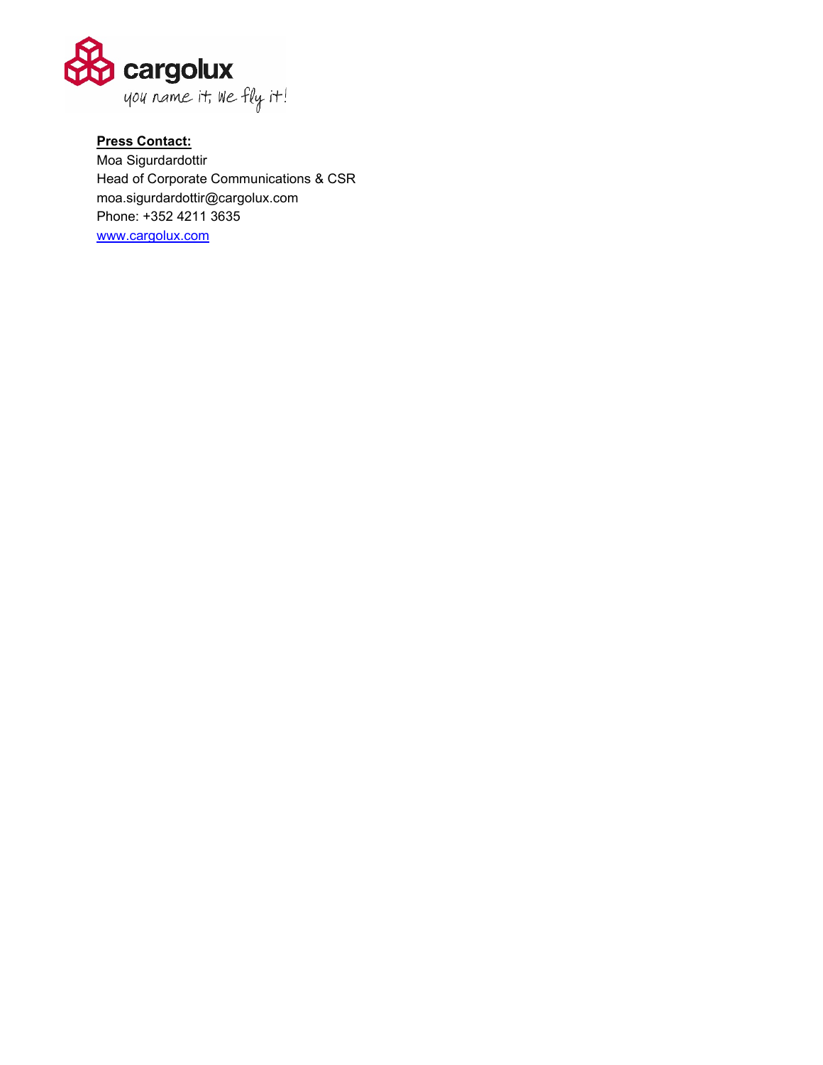**Press Contact:**

Moa Sigurdardottir
Head of Corporate Communications & CSR
moa.sigurdardottir@cargolux.com
Phone: +352 4211 3635
[www.cargolux.com](http://www.cargolux.com)